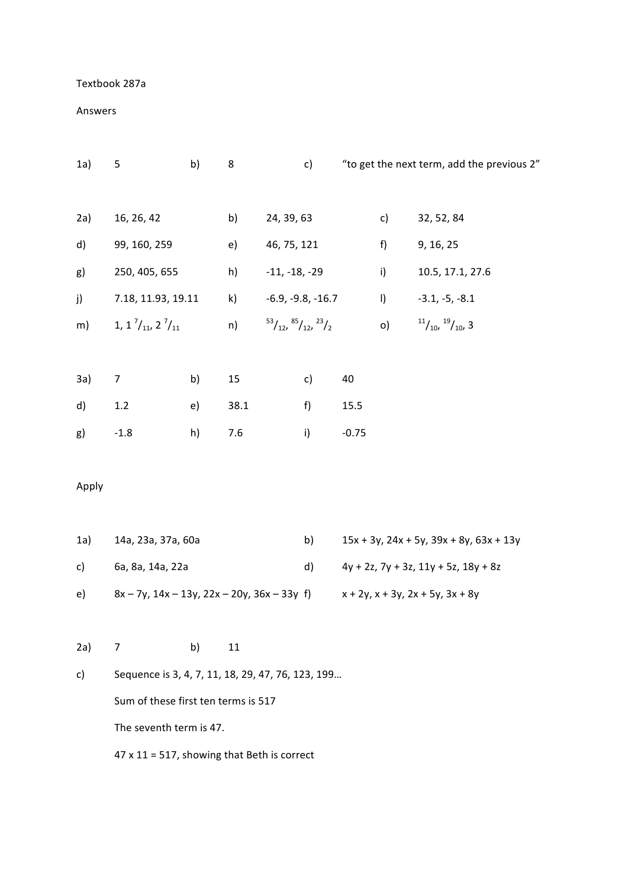Textbook 287a

Answers

1a) 5 b) 8 c) "to get the next term, add the previous 2"

2a) 16, 26, 42 b) 24, 39, 63 c) 32, 52, 84

d) 99, 160, 259 e) 46, 75, 121 f) 9, 16, 25

g) 250, 405, 655 h) -11, -18, -29 i) 10.5, 17.1, 27.6

j) 7.18, 11.93, 19.11 k) -6.9, -9.8, -16.7 l) -3.1, -5, -8.1

m) 1, $1\,{}^{7}/_{11}$, $2\,{}^{7}/_{11}$ n) ${}^{53}/_{12}$, ${}^{85}/_{12}$, ${}^{23}/_{2}$ o) ${}^{11}/_{10}$, ${}^{19}/_{10}$, 3

3a) 7 b) 15 c) 40

d) 1.2 e) 38.1 f) 15.5

g) -1.8 h) 7.6 i) -0.75

Apply

1a) $14a$, $23a$, $37a$, $60a$ b) $15x + 3y$, $24x + 5y$, $39x + 8y$, $63x + 13y$

c) $6a$, $8a$, $14a$, $22a$ d) $4y + 2z$, $7y + 3z$, $11y + 5z$, $18y + 8z$

e) $8x - 7y$, $14x - 13y$, $22x - 20y$, $36x - 33y$ f) $x + 2y$, $x + 3y$, $2x + 5y$, $3x + 8y$

2a) 7 b) 11

c) Sequence is 3, 4, 7, 11, 18, 29, 47, 76, 123, 199…

Sum of these first ten terms is 517

The seventh term is 47.

47 x 11 = 517, showing that Beth is correct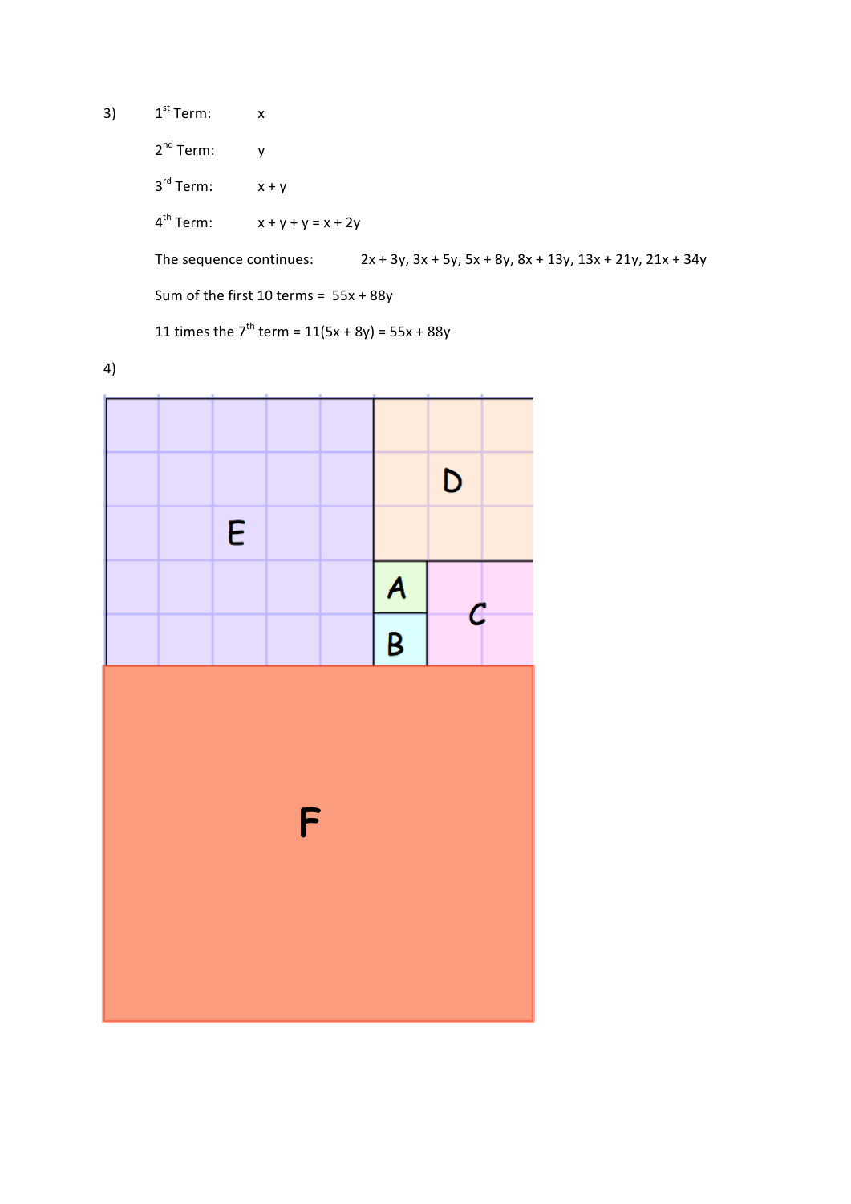3) $1^{st}$ Term: $x$

$2^{nd}$ Term: $y$

$3^{rd}$ Term: $x + y$

$4^{th}$ Term: $x + y + y = x + 2y$

The sequence continues: $2x + 3y$, $3x + 5y$, $5x + 8y$, $8x + 13y$, $13x + 21y$, $21x + 34y$

Sum of the first 10 terms = $55x + 88y$

11 times the $7^{th}$ term = $11(5x + 8y) = 55x + 88y$

4)

E D A C B F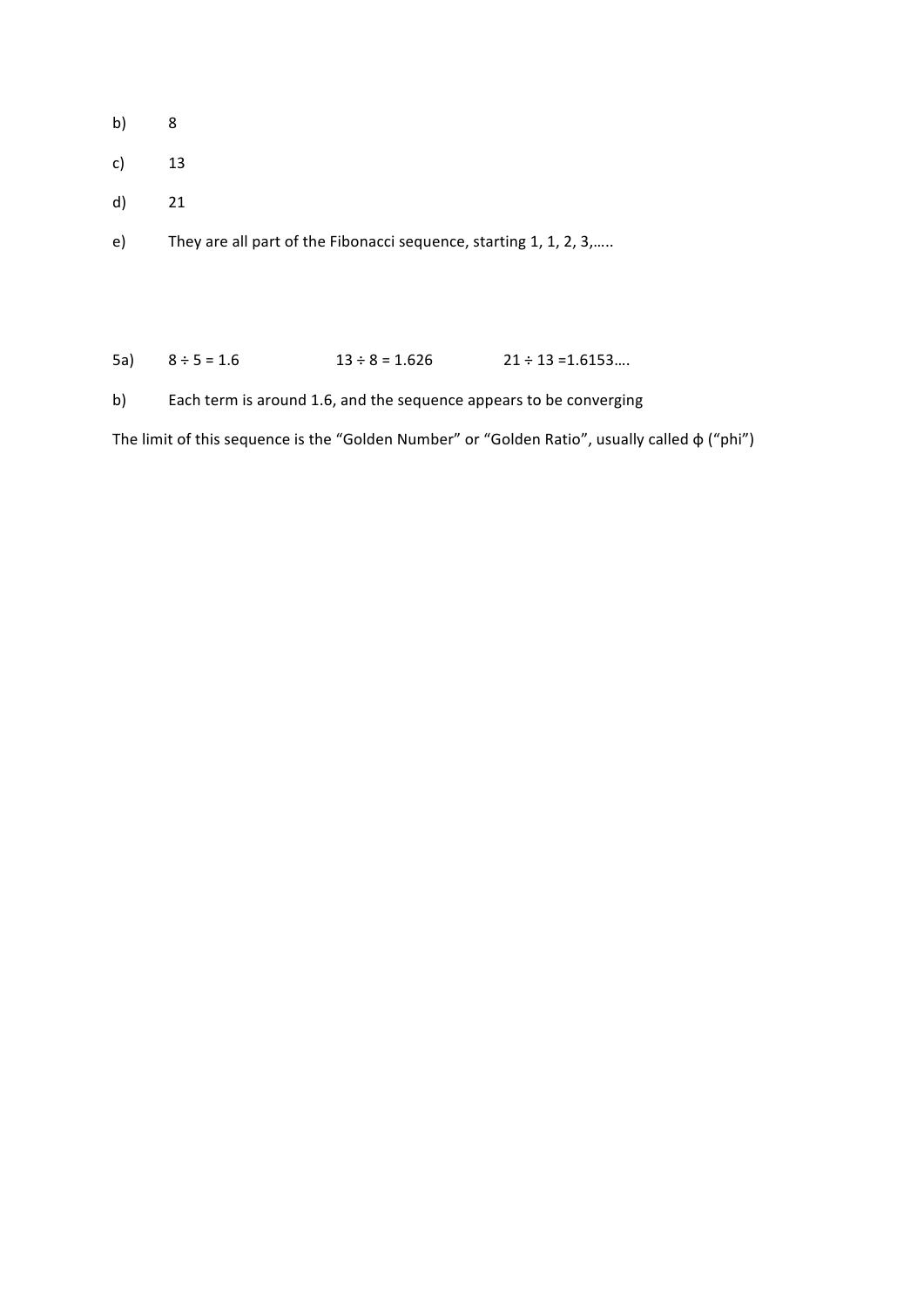b) 8

c) 13

d) 21

e) They are all part of the Fibonacci sequence, starting 1, 1, 2, 3,…..

5a) $8 \div 5 = 1.6$ $13 \div 8 = 1.626$ $21 \div 13 = 1.6153….$

b) Each term is around 1.6, and the sequence appears to be converging

The limit of this sequence is the "Golden Number" or "Golden Ratio", usually called $\phi$ ("phi")